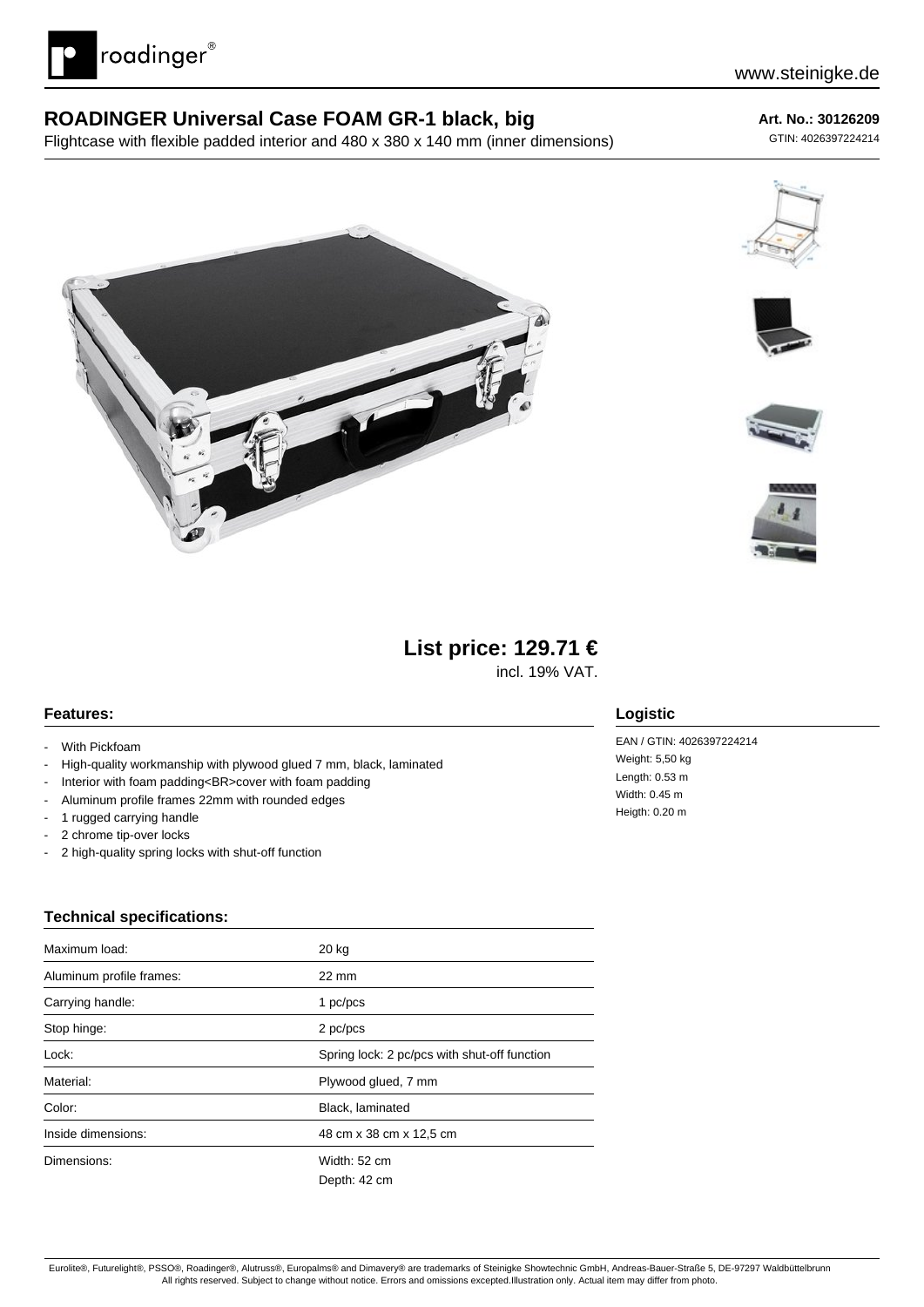# ROADINGER Universal Case FOAM GR-1 black, big

Flightcase with flexible padded interior and 480 x 380 x 140 mm (inner dimensions)

**Art. No.: 30126209**

GTIN: 4026397224214

## List price: 129.71 €

incl. 19% VAT.

### Features:

- With Pickfoam
- High-quality workmanship with plywood glued 7 mm, black, laminated
- Interior with foam padding<BR>cover with foam padding
- Aluminum profile frames 22mm with rounded edges
- 1 rugged carrying handle
- 2 chrome tip-over locks
- 2 high-quality spring locks with shut-off function

### Logistic

EAN / GTIN: 4026397224214
Weight: 5,50 kg
Length: 0.53 m
Width: 0.45 m
Heigth: 0.20 m

### Technical specifications:

| | |
|---|---|
| Maximum load: | 20 kg |
| Aluminum profile frames: | 22 mm |
| Carrying handle: | 1 pc/pcs |
| Stop hinge: | 2 pc/pcs |
| Lock: | Spring lock: 2 pc/pcs with shut-off function |
| Material: | Plywood glued, 7 mm |
| Color: | Black, laminated |
| Inside dimensions: | 48 cm x 38 cm x 12,5 cm |
| Dimensions: | Width: 52 cm<br>Depth: 42 cm |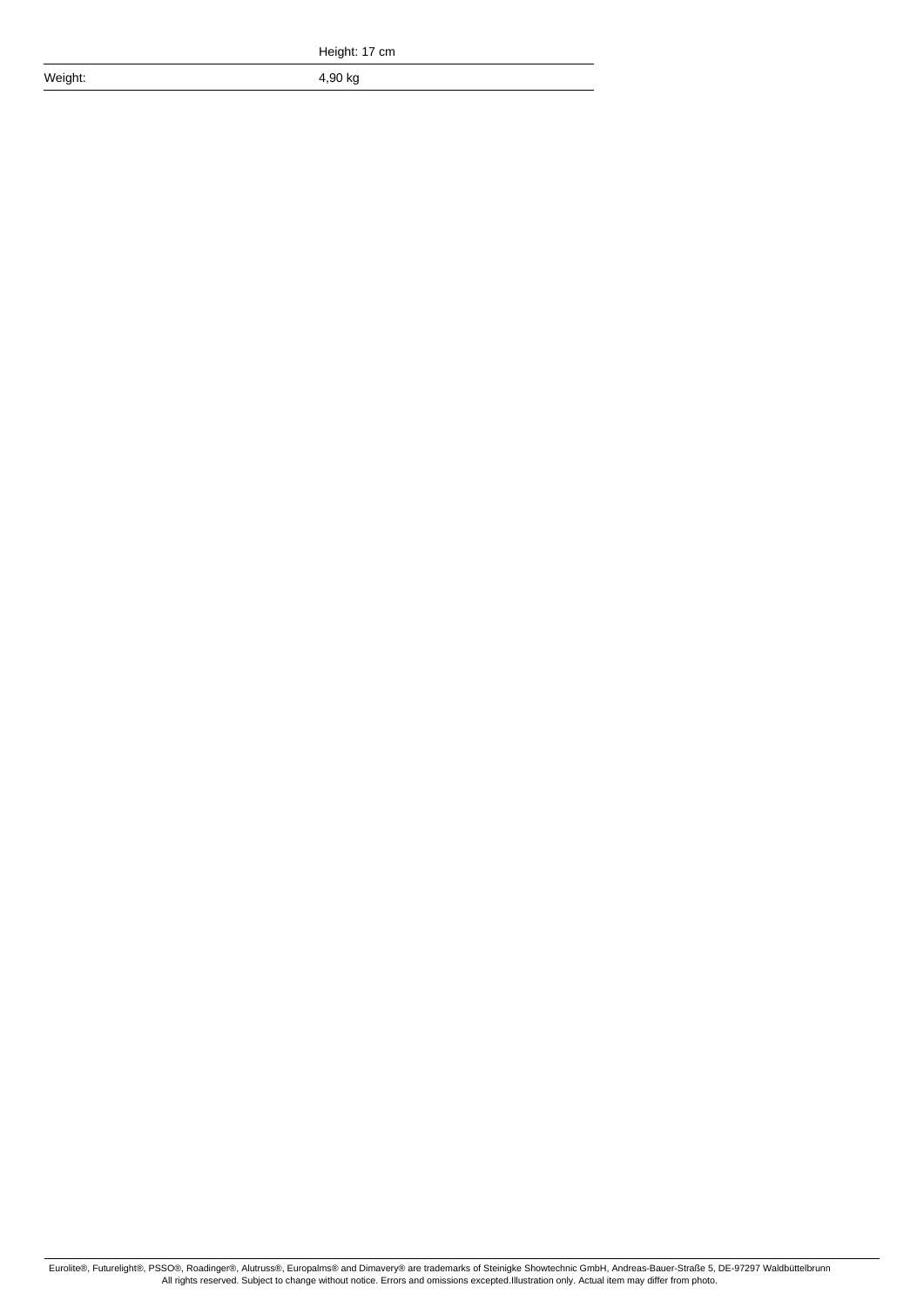| | |
|---|---|
| | Height: 17 cm |
| Weight: | 4,90 kg |